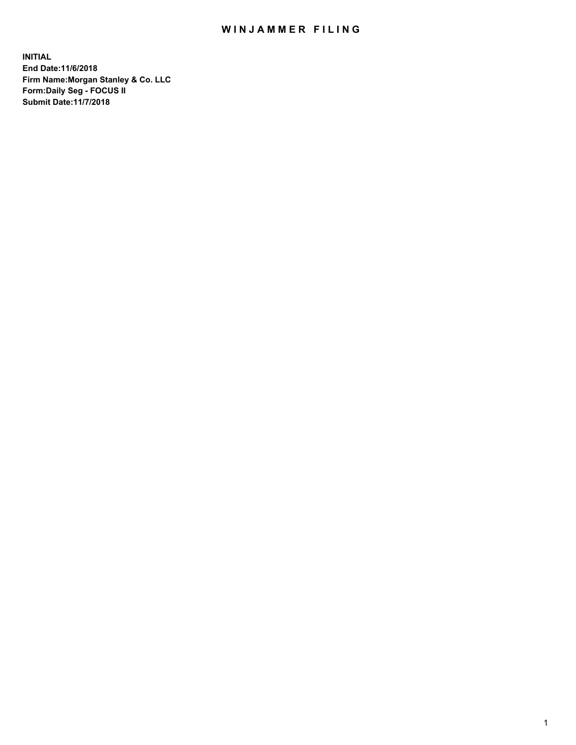# WINJAMMER FILING

**INITIAL**
**End Date:11/6/2018**
**Firm Name:Morgan Stanley & Co. LLC**
**Form:Daily Seg - FOCUS II**
**Submit Date:11/7/2018**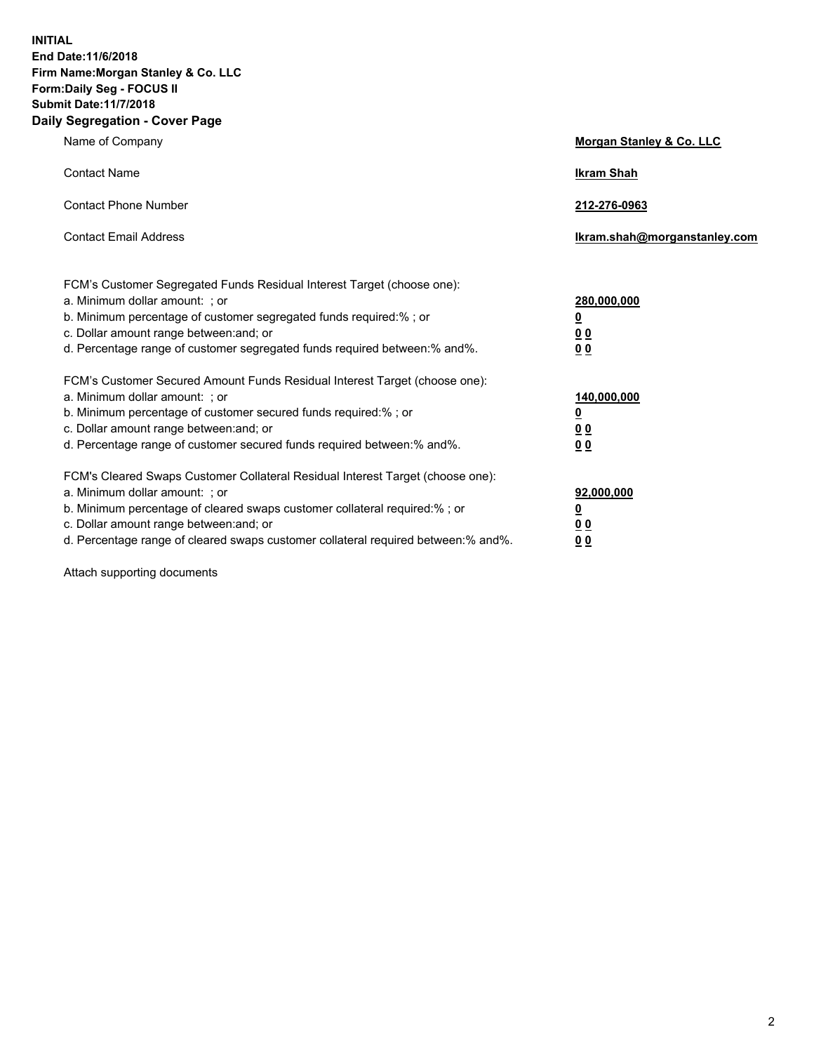**INITIAL**
**End Date:11/6/2018**
**Firm Name:Morgan Stanley & Co. LLC**
**Form:Daily Seg - FOCUS II**
**Submit Date:11/7/2018**

## Daily Segregation - Cover Page

| | |
|---|---|
| Name of Company | **Morgan Stanley & Co. LLC** |
| Contact Name | **Ikram Shah** |
| Contact Phone Number | **212-276-0963** |
| Contact Email Address | **Ikram.shah@morganstanley.com** |

| | |
|---|---|
| FCM's Customer Segregated Funds Residual Interest Target (choose one): | |
| a. Minimum dollar amount: ; or | **280,000,000** |
| b. Minimum percentage of customer segregated funds required:% ; or | **0** |
| c. Dollar amount range between:and; or | **0 0** |
| d. Percentage range of customer segregated funds required between:% and%. | **0 0** |
| FCM's Customer Secured Amount Funds Residual Interest Target (choose one): | |
| a. Minimum dollar amount: ; or | **140,000,000** |
| b. Minimum percentage of customer secured funds required:% ; or | **0** |
| c. Dollar amount range between:and; or | **0 0** |
| d. Percentage range of customer secured funds required between:% and%. | **0 0** |
| FCM's Cleared Swaps Customer Collateral Residual Interest Target (choose one): | |
| a. Minimum dollar amount: ; or | **92,000,000** |
| b. Minimum percentage of cleared swaps customer collateral required:% ; or | **0** |
| c. Dollar amount range between:and; or | **0 0** |
| d. Percentage range of cleared swaps customer collateral required between:% and%. | **0 0** |

Attach supporting documents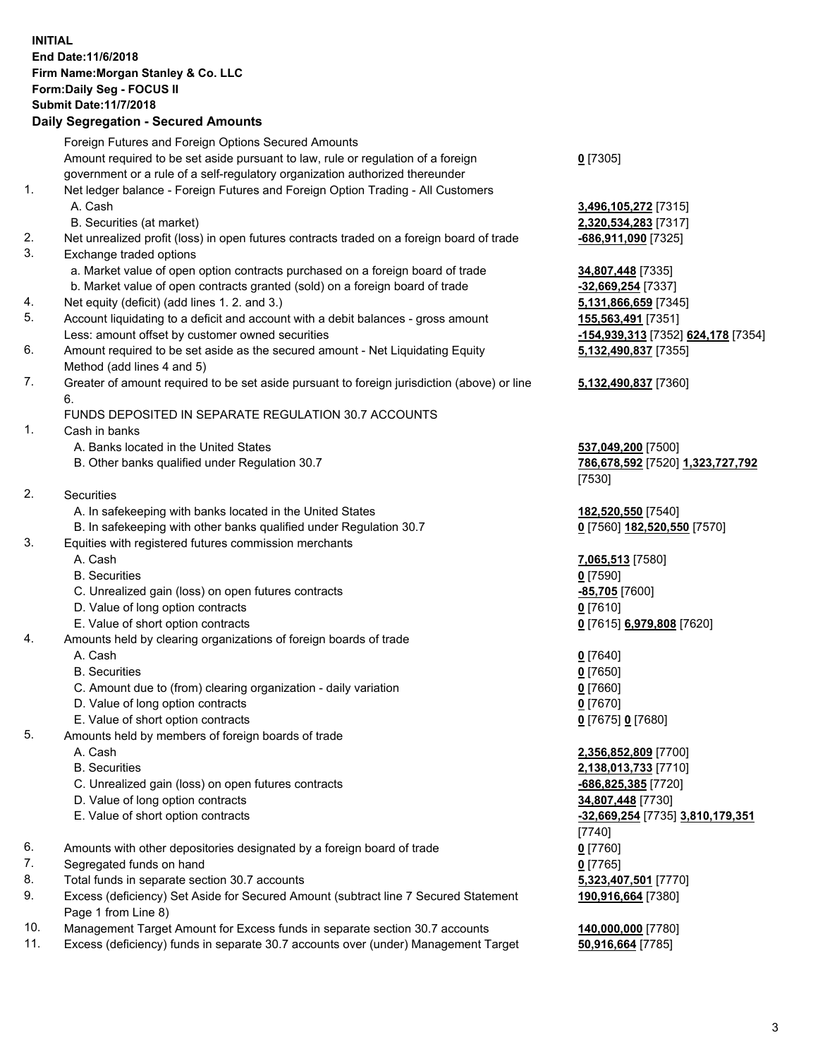**INITIAL**
**End Date:11/6/2018**
**Firm Name:Morgan Stanley & Co. LLC**
**Form:Daily Seg - FOCUS II**
**Submit Date:11/7/2018**

## Daily Segregation - Secured Amounts

| | | |
|---|---|---|
| | Foreign Futures and Foreign Options Secured Amounts | |
| | Amount required to be set aside pursuant to law, rule or regulation of a foreign government or a rule of a self-regulatory organization authorized thereunder | **0** [7305] |
| 1. | Net ledger balance - Foreign Futures and Foreign Option Trading - All Customers | |
| | A. Cash | **3,496,105,272** [7315] |
| | B. Securities (at market) | **2,320,534,283** [7317] |
| 2. | Net unrealized profit (loss) in open futures contracts traded on a foreign board of trade | **-686,911,090** [7325] |
| 3. | Exchange traded options | |
| | a. Market value of open option contracts purchased on a foreign board of trade | **34,807,448** [7335] |
| | b. Market value of open contracts granted (sold) on a foreign board of trade | **-32,669,254** [7337] |
| 4. | Net equity (deficit) (add lines 1. 2. and 3.) | **5,131,866,659** [7345] |
| 5. | Account liquidating to a deficit and account with a debit balances - gross amount | **155,563,491** [7351] |
| | Less: amount offset by customer owned securities | **-154,939,313** [7352] **624,178** [7354] |
| 6. | Amount required to be set aside as the secured amount - Net Liquidating Equity Method (add lines 4 and 5) | **5,132,490,837** [7355] |
| 7. | Greater of amount required to be set aside pursuant to foreign jurisdiction (above) or line 6. | **5,132,490,837** [7360] |
| | FUNDS DEPOSITED IN SEPARATE REGULATION 30.7 ACCOUNTS | |
| 1. | Cash in banks | |
| | A. Banks located in the United States | **537,049,200** [7500] |
| | B. Other banks qualified under Regulation 30.7 | **786,678,592** [7520] **1,323,727,792** [7530] |
| 2. | Securities | |
| | A. In safekeeping with banks located in the United States | **182,520,550** [7540] |
| | B. In safekeeping with other banks qualified under Regulation 30.7 | **0** [7560] **182,520,550** [7570] |
| 3. | Equities with registered futures commission merchants | |
| | A. Cash | **7,065,513** [7580] |
| | B. Securities | **0** [7590] |
| | C. Unrealized gain (loss) on open futures contracts | **-85,705** [7600] |
| | D. Value of long option contracts | **0** [7610] |
| | E. Value of short option contracts | **0** [7615] **6,979,808** [7620] |
| 4. | Amounts held by clearing organizations of foreign boards of trade | |
| | A. Cash | **0** [7640] |
| | B. Securities | **0** [7650] |
| | C. Amount due to (from) clearing organization - daily variation | **0** [7660] |
| | D. Value of long option contracts | **0** [7670] |
| | E. Value of short option contracts | **0** [7675] **0** [7680] |
| 5. | Amounts held by members of foreign boards of trade | |
| | A. Cash | **2,356,852,809** [7700] |
| | B. Securities | **2,138,013,733** [7710] |
| | C. Unrealized gain (loss) on open futures contracts | **-686,825,385** [7720] |
| | D. Value of long option contracts | **34,807,448** [7730] |
| | E. Value of short option contracts | **-32,669,254** [7735] **3,810,179,351** [7740] |
| 6. | Amounts with other depositories designated by a foreign board of trade | **0** [7760] |
| 7. | Segregated funds on hand | **0** [7765] |
| 8. | Total funds in separate section 30.7 accounts | **5,323,407,501** [7770] |
| 9. | Excess (deficiency) Set Aside for Secured Amount (subtract line 7 Secured Statement Page 1 from Line 8) | **190,916,664** [7380] |
| 10. | Management Target Amount for Excess funds in separate section 30.7 accounts | **140,000,000** [7780] |
| 11. | Excess (deficiency) funds in separate 30.7 accounts over (under) Management Target | **50,916,664** [7785] |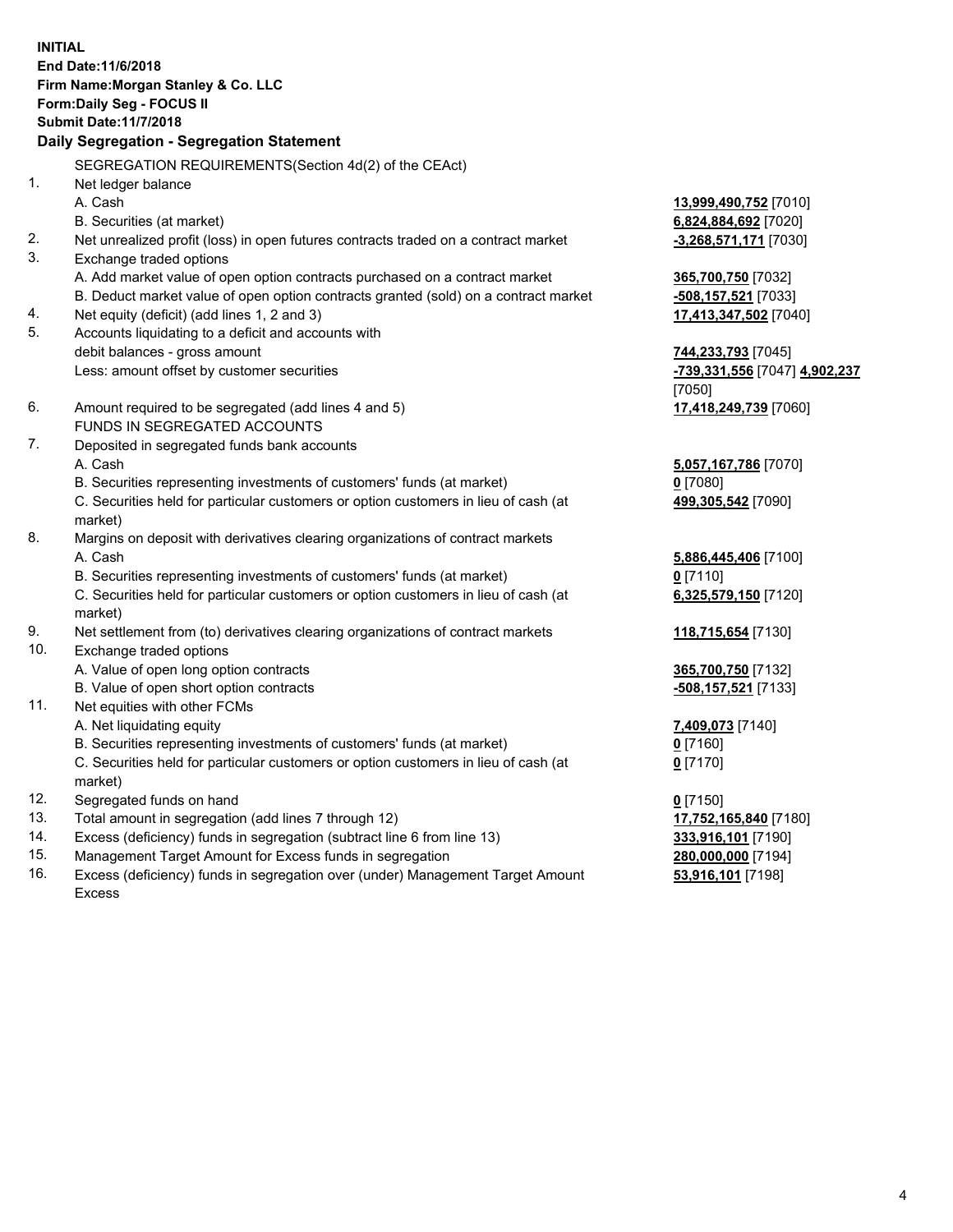**INITIAL**
**End Date:11/6/2018**
**Firm Name:Morgan Stanley & Co. LLC**
**Form:Daily Seg - FOCUS II**
**Submit Date:11/7/2018**

**Daily Segregation - Segregation Statement**

SEGREGATION REQUIREMENTS(Section 4d(2) of the CEAct)

| | | |
|---|---|---|
| 1. | Net ledger balance | |
| | A. Cash | **13,999,490,752** [7010] |
| | B. Securities (at market) | **6,824,884,692** [7020] |
| 2. | Net unrealized profit (loss) in open futures contracts traded on a contract market | **-3,268,571,171** [7030] |
| 3. | Exchange traded options | |
| | A. Add market value of open option contracts purchased on a contract market | **365,700,750** [7032] |
| | B. Deduct market value of open option contracts granted (sold) on a contract market | **-508,157,521** [7033] |
| 4. | Net equity (deficit) (add lines 1, 2 and 3) | **17,413,347,502** [7040] |
| 5. | Accounts liquidating to a deficit and accounts with debit balances - gross amount | **744,233,793** [7045] |
| | Less: amount offset by customer securities | **-739,331,556** [7047] **4,902,237** [7050] |
| 6. | Amount required to be segregated (add lines 4 and 5) | **17,418,249,739** [7060] |
| | FUNDS IN SEGREGATED ACCOUNTS | |
| 7. | Deposited in segregated funds bank accounts | |
| | A. Cash | **5,057,167,786** [7070] |
| | B. Securities representing investments of customers' funds (at market) | **0** [7080] |
| | C. Securities held for particular customers or option customers in lieu of cash (at market) | **499,305,542** [7090] |
| 8. | Margins on deposit with derivatives clearing organizations of contract markets | |
| | A. Cash | **5,886,445,406** [7100] |
| | B. Securities representing investments of customers' funds (at market) | **0** [7110] |
| | C. Securities held for particular customers or option customers in lieu of cash (at market) | **6,325,579,150** [7120] |
| 9. | Net settlement from (to) derivatives clearing organizations of contract markets | **118,715,654** [7130] |
| 10. | Exchange traded options | |
| | A. Value of open long option contracts | **365,700,750** [7132] |
| | B. Value of open short option contracts | **-508,157,521** [7133] |
| 11. | Net equities with other FCMs | |
| | A. Net liquidating equity | **7,409,073** [7140] |
| | B. Securities representing investments of customers' funds (at market) | **0** [7160] |
| | C. Securities held for particular customers or option customers in lieu of cash (at market) | **0** [7170] |
| 12. | Segregated funds on hand | **0** [7150] |
| 13. | Total amount in segregation (add lines 7 through 12) | **17,752,165,840** [7180] |
| 14. | Excess (deficiency) funds in segregation (subtract line 6 from line 13) | **333,916,101** [7190] |
| 15. | Management Target Amount for Excess funds in segregation | **280,000,000** [7194] |
| 16. | Excess (deficiency) funds in segregation over (under) Management Target Amount Excess | **53,916,101** [7198] |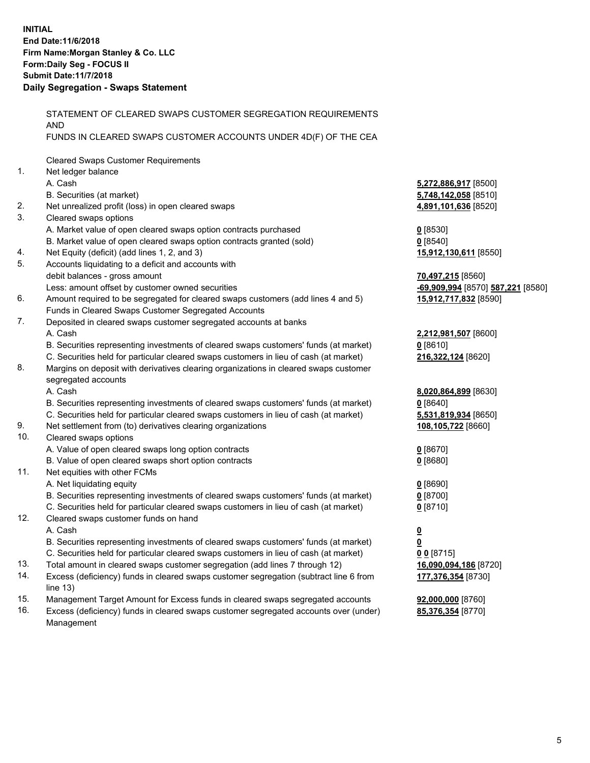**INITIAL**
**End Date:11/6/2018**
**Firm Name:Morgan Stanley & Co. LLC**
**Form:Daily Seg - FOCUS II**
**Submit Date:11/7/2018**
**Daily Segregation - Swaps Statement**

STATEMENT OF CLEARED SWAPS CUSTOMER SEGREGATION REQUIREMENTS AND FUNDS IN CLEARED SWAPS CUSTOMER ACCOUNTS UNDER 4D(F) OF THE CEA

| | | |
|---|---|---|
| | Cleared Swaps Customer Requirements | |
| 1. | Net ledger balance | |
| | A. Cash | **5,272,886,917** [8500] |
| | B. Securities (at market) | **5,748,142,058** [8510] |
| 2. | Net unrealized profit (loss) in open cleared swaps | **4,891,101,636** [8520] |
| 3. | Cleared swaps options | |
| | A. Market value of open cleared swaps option contracts purchased | **0** [8530] |
| | B. Market value of open cleared swaps option contracts granted (sold) | **0** [8540] |
| 4. | Net Equity (deficit) (add lines 1, 2, and 3) | **15,912,130,611** [8550] |
| 5. | Accounts liquidating to a deficit and accounts with debit balances - gross amount | **70,497,215** [8560] |
| | Less: amount offset by customer owned securities | **-69,909,994** [8570] **587,221** [8580] |
| 6. | Amount required to be segregated for cleared swaps customers (add lines 4 and 5) | **15,912,717,832** [8590] |
| | Funds in Cleared Swaps Customer Segregated Accounts | |
| 7. | Deposited in cleared swaps customer segregated accounts at banks | |
| | A. Cash | **2,212,981,507** [8600] |
| | B. Securities representing investments of cleared swaps customers' funds (at market) | **0** [8610] |
| | C. Securities held for particular cleared swaps customers in lieu of cash (at market) | **216,322,124** [8620] |
| 8. | Margins on deposit with derivatives clearing organizations in cleared swaps customer segregated accounts | |
| | A. Cash | **8,020,864,899** [8630] |
| | B. Securities representing investments of cleared swaps customers' funds (at market) | **0** [8640] |
| | C. Securities held for particular cleared swaps customers in lieu of cash (at market) | **5,531,819,934** [8650] |
| 9. | Net settlement from (to) derivatives clearing organizations | **108,105,722** [8660] |
| 10. | Cleared swaps options | |
| | A. Value of open cleared swaps long option contracts | **0** [8670] |
| | B. Value of open cleared swaps short option contracts | **0** [8680] |
| 11. | Net equities with other FCMs | |
| | A. Net liquidating equity | **0** [8690] |
| | B. Securities representing investments of cleared swaps customers' funds (at market) | **0** [8700] |
| | C. Securities held for particular cleared swaps customers in lieu of cash (at market) | **0** [8710] |
| 12. | Cleared swaps customer funds on hand | |
| | A. Cash | **0** |
| | B. Securities representing investments of cleared swaps customers' funds (at market) | **0** |
| | C. Securities held for particular cleared swaps customers in lieu of cash (at market) | **0** **0** [8715] |
| 13. | Total amount in cleared swaps customer segregation (add lines 7 through 12) | **16,090,094,186** [8720] |
| 14. | Excess (deficiency) funds in cleared swaps customer segregation (subtract line 6 from line 13) | **177,376,354** [8730] |
| 15. | Management Target Amount for Excess funds in cleared swaps segregated accounts | **92,000,000** [8760] |
| 16. | Excess (deficiency) funds in cleared swaps customer segregated accounts over (under) Management | **85,376,354** [8770] |